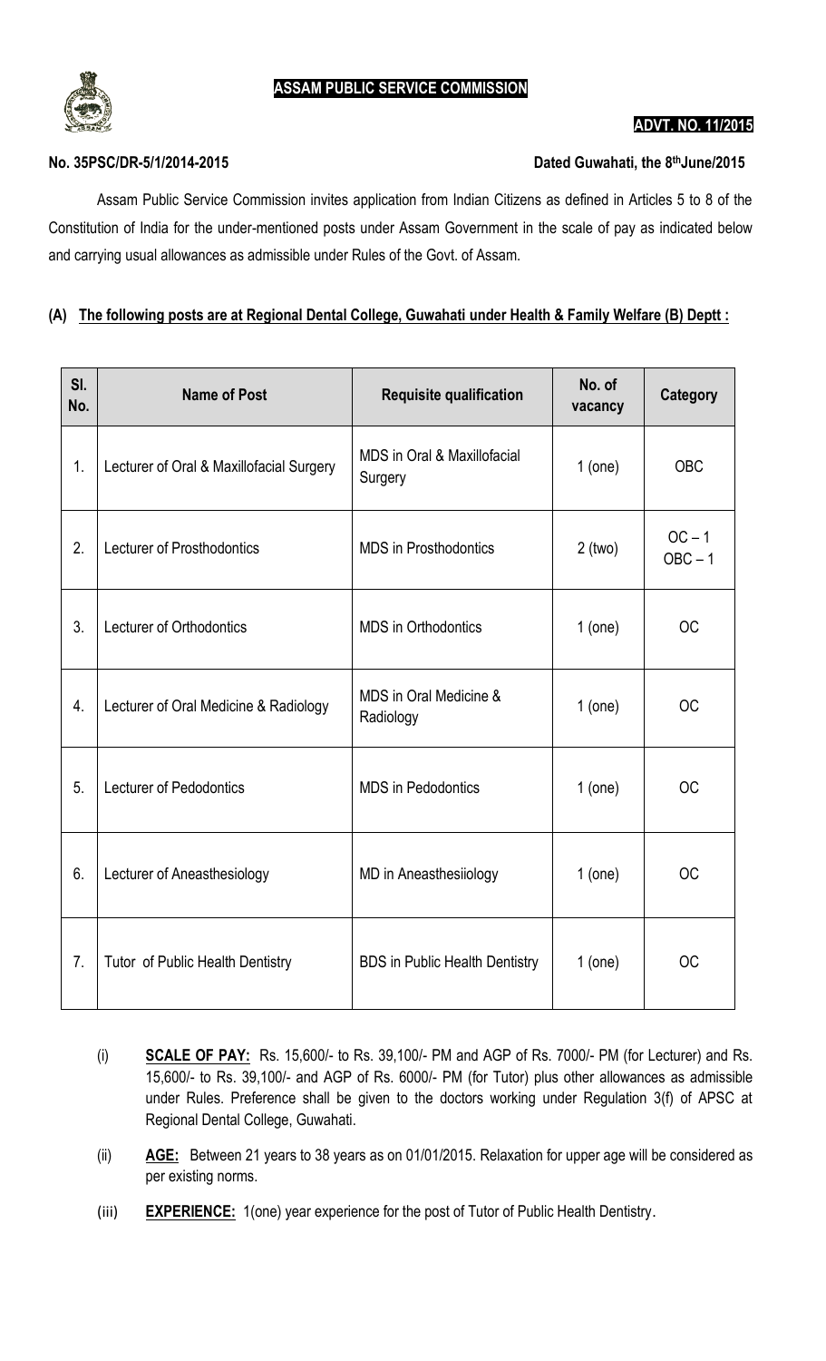# ASSAM PUBLIC SERVICE COMMISSION

**ADVT. NO. 11/2015**

**No. 35PSC/DR-5/1/2014-2015** **Dated Guwahati, the 8th June/2015**

Assam Public Service Commission invites application from Indian Citizens as defined in Articles 5 to 8 of the Constitution of India for the under-mentioned posts under Assam Government in the scale of pay as indicated below and carrying usual allowances as admissible under Rules of the Govt. of Assam.

## (A) The following posts are at Regional Dental College, Guwahati under Health & Family Welfare (B) Deptt :

| Sl. No. | Name of Post | Requisite qualification | No. of vacancy | Category |
|---|---|---|---|---|
| 1. | Lecturer of Oral & Maxillofacial Surgery | MDS in Oral & Maxillofacial Surgery | 1 (one) | OBC |
| 2. | Lecturer of Prosthodontics | MDS in Prosthodontics | 2 (two) | OC – 1<br>OBC – 1 |
| 3. | Lecturer of Orthodontics | MDS in Orthodontics | 1 (one) | OC |
| 4. | Lecturer of Oral Medicine & Radiology | MDS in Oral Medicine & Radiology | 1 (one) | OC |
| 5. | Lecturer of Pedodontics | MDS in Pedodontics | 1 (one) | OC |
| 6. | Lecturer of Aneasthesiology | MD in Aneasthesiiology | 1 (one) | OC |
| 7. | Tutor of Public Health Dentistry | BDS in Public Health Dentistry | 1 (one) | OC |

(i) **SCALE OF PAY:** Rs. 15,600/- to Rs. 39,100/- PM and AGP of Rs. 7000/- PM (for Lecturer) and Rs. 15,600/- to Rs. 39,100/- and AGP of Rs. 6000/- PM (for Tutor) plus other allowances as admissible under Rules. Preference shall be given to the doctors working under Regulation 3(f) of APSC at Regional Dental College, Guwahati.

(ii) **AGE:** Between 21 years to 38 years as on 01/01/2015. Relaxation for upper age will be considered as per existing norms.

(iii) **EXPERIENCE:** 1(one) year experience for the post of Tutor of Public Health Dentistry.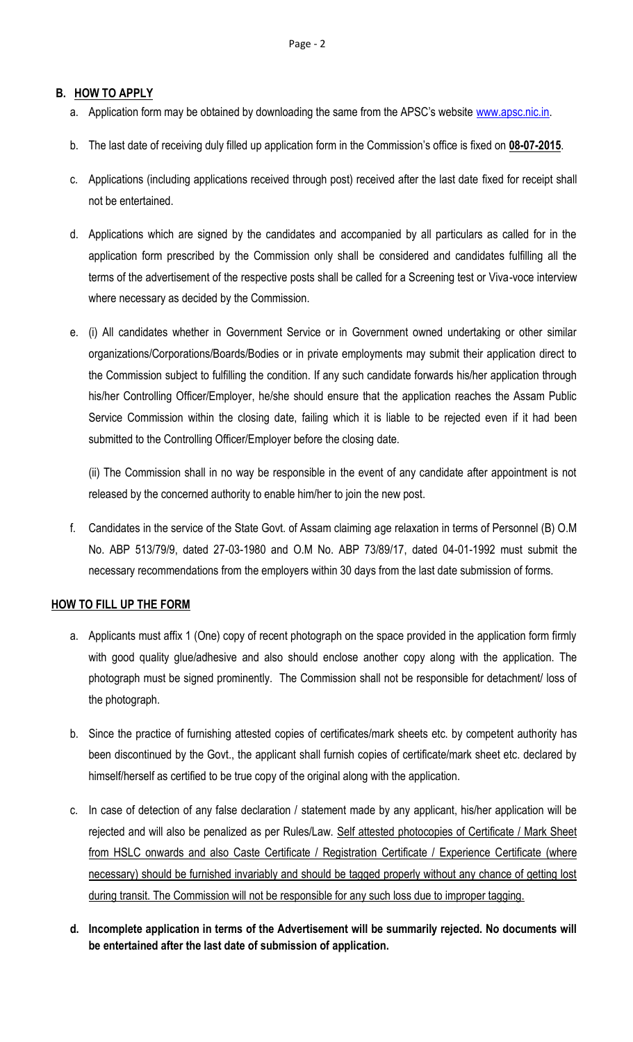## B. HOW TO APPLY

a. Application form may be obtained by downloading the same from the APSC's website www.apsc.nic.in.

b. The last date of receiving duly filled up application form in the Commission's office is fixed on **08-07-2015**.

c. Applications (including applications received through post) received after the last date fixed for receipt shall not be entertained.

d. Applications which are signed by the candidates and accompanied by all particulars as called for in the application form prescribed by the Commission only shall be considered and candidates fulfilling all the terms of the advertisement of the respective posts shall be called for a Screening test or Viva-voce interview where necessary as decided by the Commission.

e. (i) All candidates whether in Government Service or in Government owned undertaking or other similar organizations/Corporations/Boards/Bodies or in private employments may submit their application direct to the Commission subject to fulfilling the condition. If any such candidate forwards his/her application through his/her Controlling Officer/Employer, he/she should ensure that the application reaches the Assam Public Service Commission within the closing date, failing which it is liable to be rejected even if it had been submitted to the Controlling Officer/Employer before the closing date.

   (ii) The Commission shall in no way be responsible in the event of any candidate after appointment is not released by the concerned authority to enable him/her to join the new post.

f. Candidates in the service of the State Govt. of Assam claiming age relaxation in terms of Personnel (B) O.M No. ABP 513/79/9, dated 27-03-1980 and O.M No. ABP 73/89/17, dated 04-01-1992 must submit the necessary recommendations from the employers within 30 days from the last date submission of forms.

## HOW TO FILL UP THE FORM

a. Applicants must affix 1 (One) copy of recent photograph on the space provided in the application form firmly with good quality glue/adhesive and also should enclose another copy along with the application. The photograph must be signed prominently. The Commission shall not be responsible for detachment/ loss of the photograph.

b. Since the practice of furnishing attested copies of certificates/mark sheets etc. by competent authority has been discontinued by the Govt., the applicant shall furnish copies of certificate/mark sheet etc. declared by himself/herself as certified to be true copy of the original along with the application.

c. In case of detection of any false declaration / statement made by any applicant, his/her application will be rejected and will also be penalized as per Rules/Law. Self attested photocopies of Certificate / Mark Sheet from HSLC onwards and also Caste Certificate / Registration Certificate / Experience Certificate (where necessary) should be furnished invariably and should be tagged properly without any chance of getting lost during transit. The Commission will not be responsible for any such loss due to improper tagging.

**d. Incomplete application in terms of the Advertisement will be summarily rejected. No documents will be entertained after the last date of submission of application.**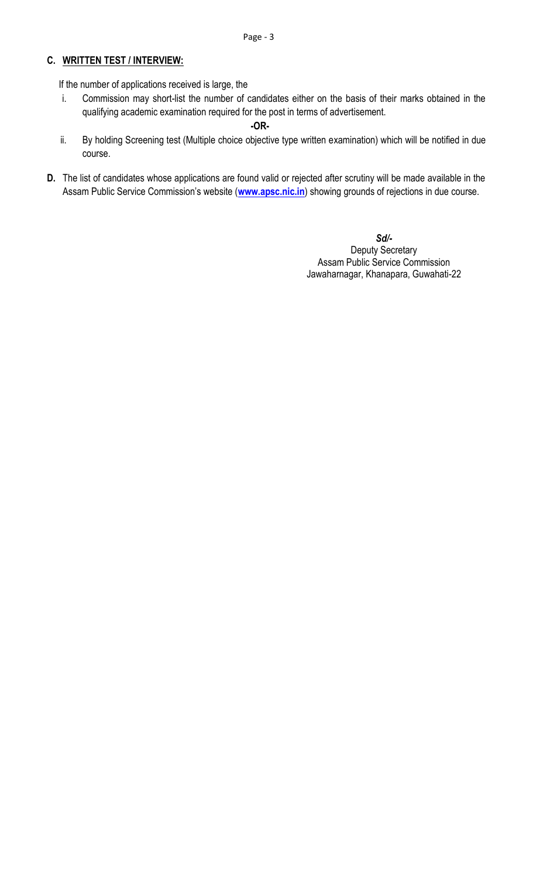**C. WRITTEN TEST / INTERVIEW:**

If the number of applications received is large, the

i. Commission may short-list the number of candidates either on the basis of their marks obtained in the qualifying academic examination required for the post in terms of advertisement.

**-OR-**

ii. By holding Screening test (Multiple choice objective type written examination) which will be notified in due course.

**D.** The list of candidates whose applications are found valid or rejected after scrutiny will be made available in the Assam Public Service Commission's website (**www.apsc.nic.in**) showing grounds of rejections in due course.

***Sd/-***
Deputy Secretary
Assam Public Service Commission
Jawaharnagar, Khanapara, Guwahati-22